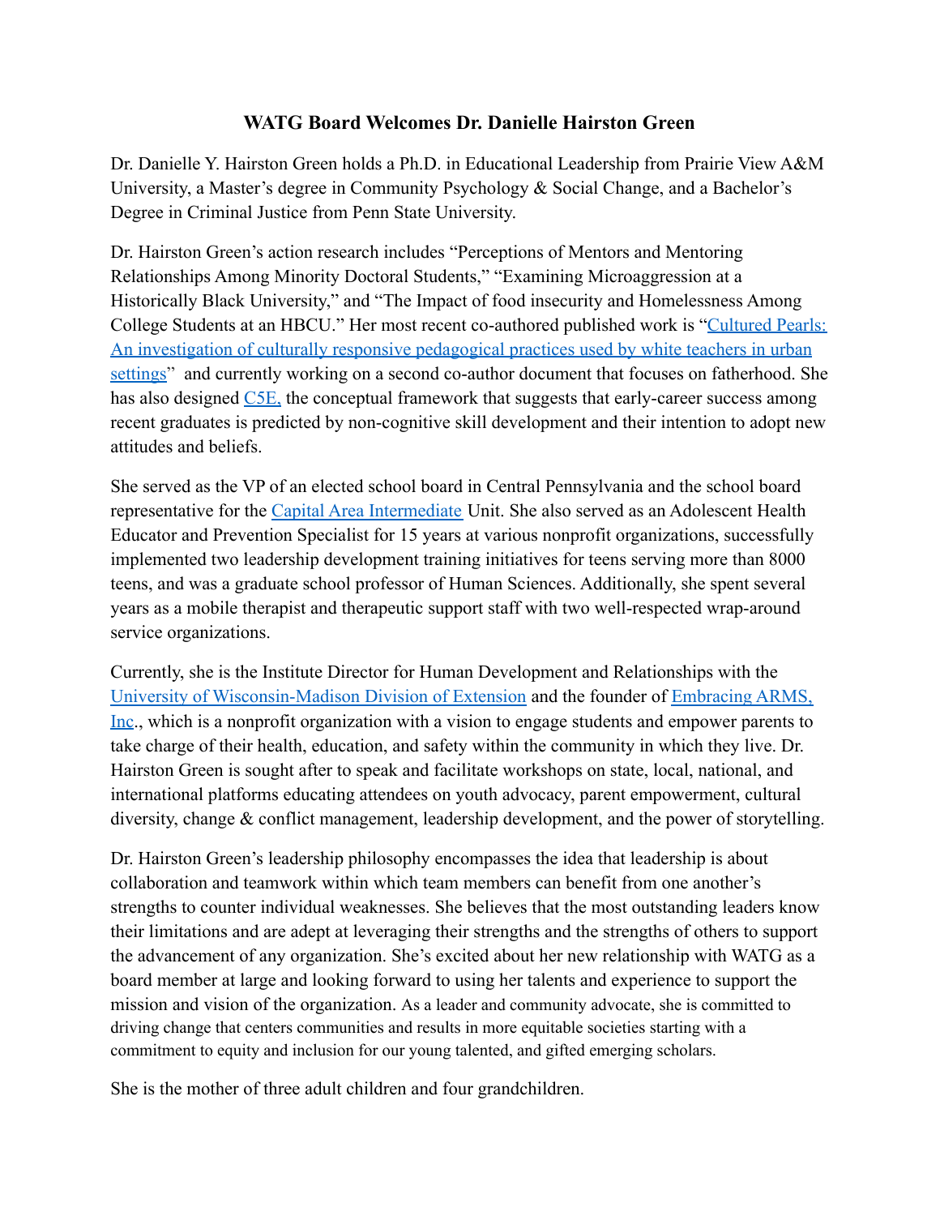# WATG Board Welcomes Dr. Danielle Hairston Green

Dr. Danielle Y. Hairston Green holds a Ph.D. in Educational Leadership from Prairie View A&M University, a Master's degree in Community Psychology & Social Change, and a Bachelor's Degree in Criminal Justice from Penn State University.

Dr. Hairston Green's action research includes "Perceptions of Mentors and Mentoring Relationships Among Minority Doctoral Students," "Examining Microaggression at a Historically Black University," and "The Impact of food insecurity and Homelessness Among College Students at an HBCU." Her most recent co-authored published work is "Cultured Pearls: An investigation of culturally responsive pedagogical practices used by white teachers in urban settings" and currently working on a second co-author document that focuses on fatherhood. She has also designed C5E, the conceptual framework that suggests that early-career success among recent graduates is predicted by non-cognitive skill development and their intention to adopt new attitudes and beliefs.

She served as the VP of an elected school board in Central Pennsylvania and the school board representative for the Capital Area Intermediate Unit. She also served as an Adolescent Health Educator and Prevention Specialist for 15 years at various nonprofit organizations, successfully implemented two leadership development training initiatives for teens serving more than 8000 teens, and was a graduate school professor of Human Sciences. Additionally, she spent several years as a mobile therapist and therapeutic support staff with two well-respected wrap-around service organizations.

Currently, she is the Institute Director for Human Development and Relationships with the University of Wisconsin-Madison Division of Extension and the founder of Embracing ARMS, Inc., which is a nonprofit organization with a vision to engage students and empower parents to take charge of their health, education, and safety within the community in which they live. Dr. Hairston Green is sought after to speak and facilitate workshops on state, local, national, and international platforms educating attendees on youth advocacy, parent empowerment, cultural diversity, change & conflict management, leadership development, and the power of storytelling.

Dr. Hairston Green's leadership philosophy encompasses the idea that leadership is about collaboration and teamwork within which team members can benefit from one another's strengths to counter individual weaknesses. She believes that the most outstanding leaders know their limitations and are adept at leveraging their strengths and the strengths of others to support the advancement of any organization. She's excited about her new relationship with WATG as a board member at large and looking forward to using her talents and experience to support the mission and vision of the organization. As a leader and community advocate, she is committed to driving change that centers communities and results in more equitable societies starting with a commitment to equity and inclusion for our young talented, and gifted emerging scholars.

She is the mother of three adult children and four grandchildren.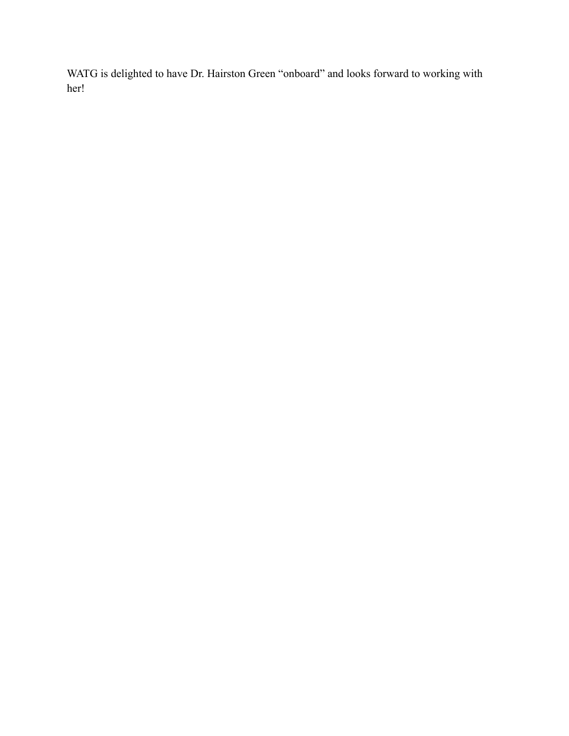WATG is delighted to have Dr. Hairston Green “onboard” and looks forward to working with her!